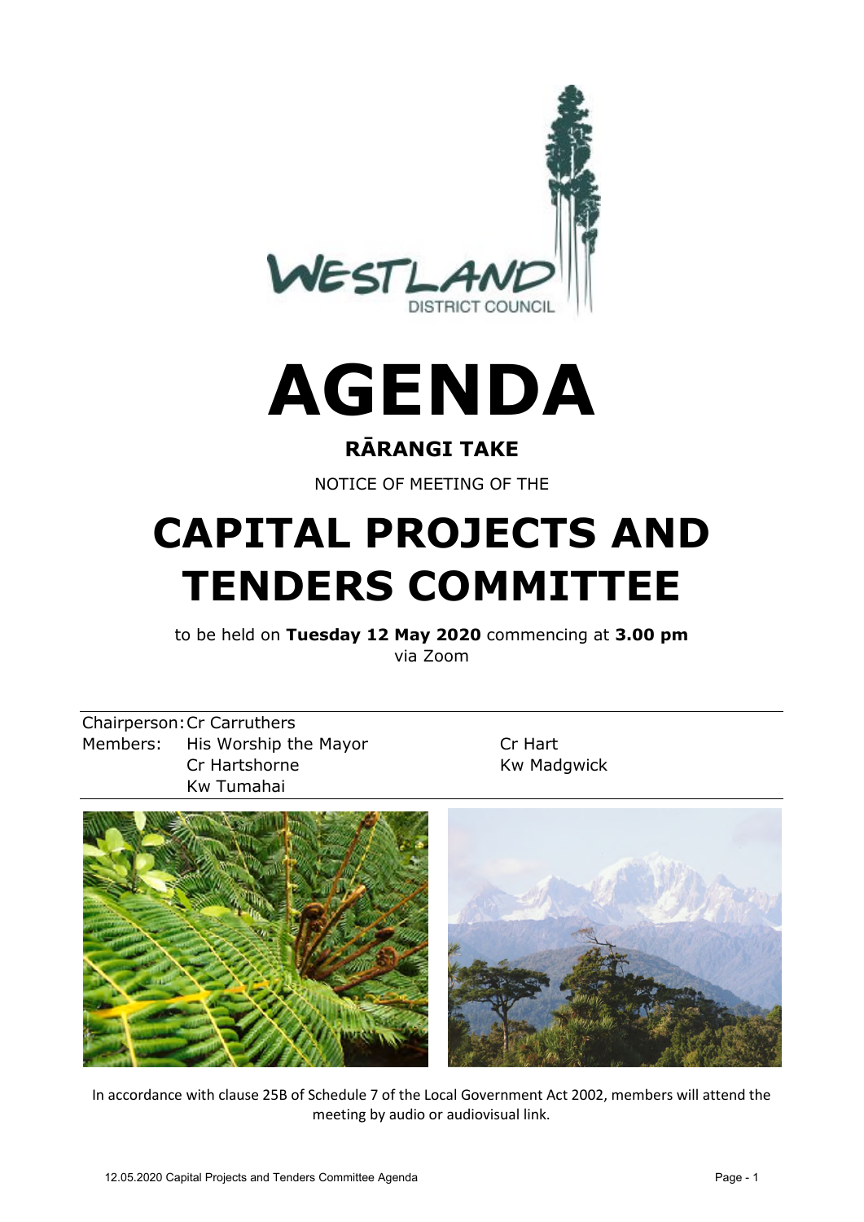# AGENDA

## RĀRANGI TAKE

NOTICE OF MEETING OF THE

# CAPITAL PROJECTS AND TENDERS COMMITTEE

to be held on **Tuesday 12 May 2020** commencing at **3.00 pm**
via Zoom

| | | |
|---|---|---|
| Chairperson: | Cr Carruthers | |
| Members: | His Worship the Mayor | Cr Hart |
| | Cr Hartshorne | Kw Madgwick |
| | Kw Tumahai | |

In accordance with clause 25B of Schedule 7 of the Local Government Act 2002, members will attend the meeting by audio or audiovisual link.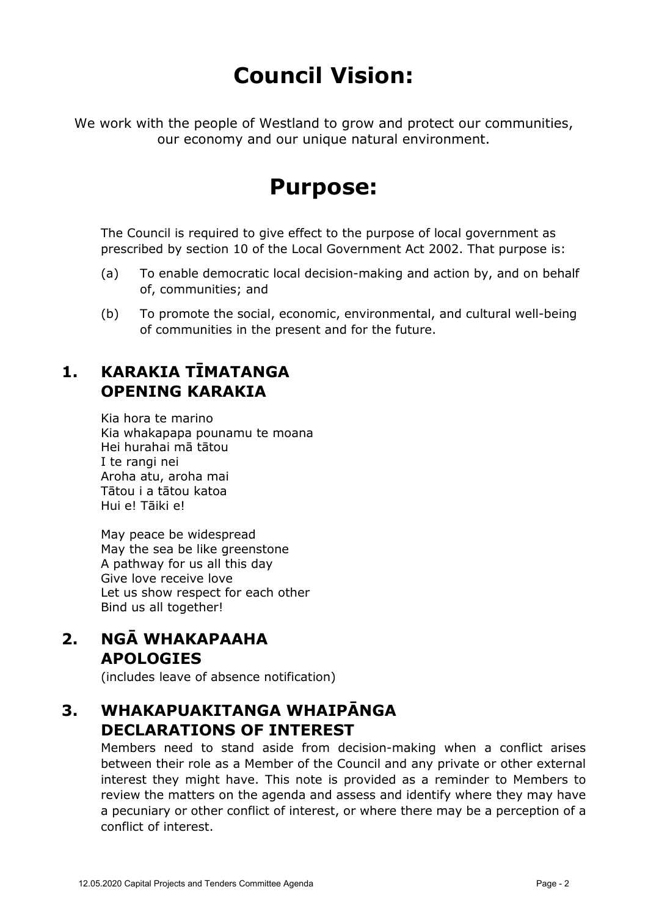# Council Vision:

We work with the people of Westland to grow and protect our communities, our economy and our unique natural environment.

# Purpose:

The Council is required to give effect to the purpose of local government as prescribed by section 10 of the Local Government Act 2002. That purpose is:

(a) To enable democratic local decision-making and action by, and on behalf of, communities; and

(b) To promote the social, economic, environmental, and cultural well-being of communities in the present and for the future.

## 1. KARAKIA TĪMATANGA OPENING KARAKIA

Kia hora te marino
Kia whakapapa pounamu te moana
Hei hurahai mā tātou
I te rangi nei
Aroha atu, aroha mai
Tātou i a tātou katoa
Hui e! Tāiki e!

May peace be widespread
May the sea be like greenstone
A pathway for us all this day
Give love receive love
Let us show respect for each other
Bind us all together!

## 2. NGĀ WHAKAPAAHA APOLOGIES

(includes leave of absence notification)

## 3. WHAKAPUAKITANGA WHAIPĀNGA DECLARATIONS OF INTEREST

Members need to stand aside from decision-making when a conflict arises between their role as a Member of the Council and any private or other external interest they might have. This note is provided as a reminder to Members to review the matters on the agenda and assess and identify where they may have a pecuniary or other conflict of interest, or where there may be a perception of a conflict of interest.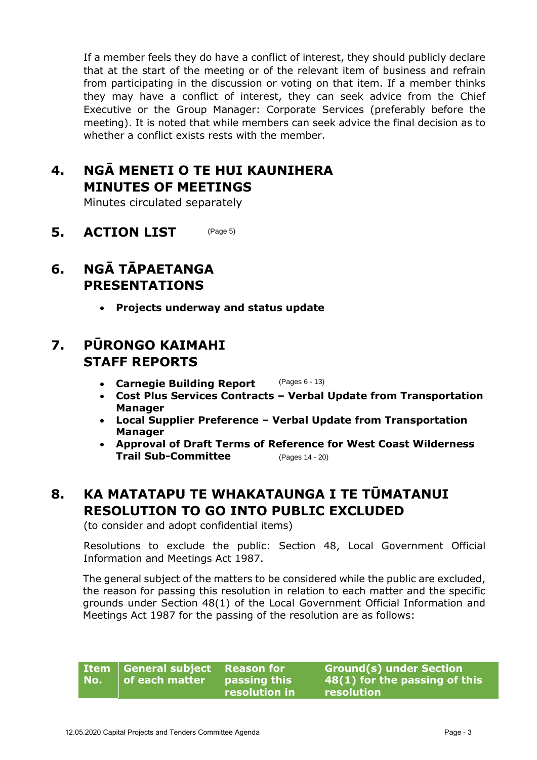If a member feels they do have a conflict of interest, they should publicly declare that at the start of the meeting or of the relevant item of business and refrain from participating in the discussion or voting on that item. If a member thinks they may have a conflict of interest, they can seek advice from the Chief Executive or the Group Manager: Corporate Services (preferably before the meeting). It is noted that while members can seek advice the final decision as to whether a conflict exists rests with the member.

## 4. NGĀ MENETI O TE HUI KAUNIHERA MINUTES OF MEETINGS

Minutes circulated separately

## 5. ACTION LIST (Page 5)

## 6. NGĀ TĀPAETANGA PRESENTATIONS

- **Projects underway and status update**

## 7. PŪRONGO KAIMAHI STAFF REPORTS

- **Carnegie Building Report** (Pages 6 - 13)
- **Cost Plus Services Contracts – Verbal Update from Transportation Manager**
- **Local Supplier Preference – Verbal Update from Transportation Manager**
- **Approval of Draft Terms of Reference for West Coast Wilderness Trail Sub-Committee** (Pages 14 - 20)

## 8. KA MATATAPU TE WHAKATAUNGA I TE TŪMATANUI RESOLUTION TO GO INTO PUBLIC EXCLUDED

(to consider and adopt confidential items)

Resolutions to exclude the public: Section 48, Local Government Official Information and Meetings Act 1987.

The general subject of the matters to be considered while the public are excluded, the reason for passing this resolution in relation to each matter and the specific grounds under Section 48(1) of the Local Government Official Information and Meetings Act 1987 for the passing of the resolution are as follows:

| Item No. | General subject of each matter | Reason for passing this resolution in | Ground(s) under Section 48(1) for the passing of this resolution |
|---|---|---|---|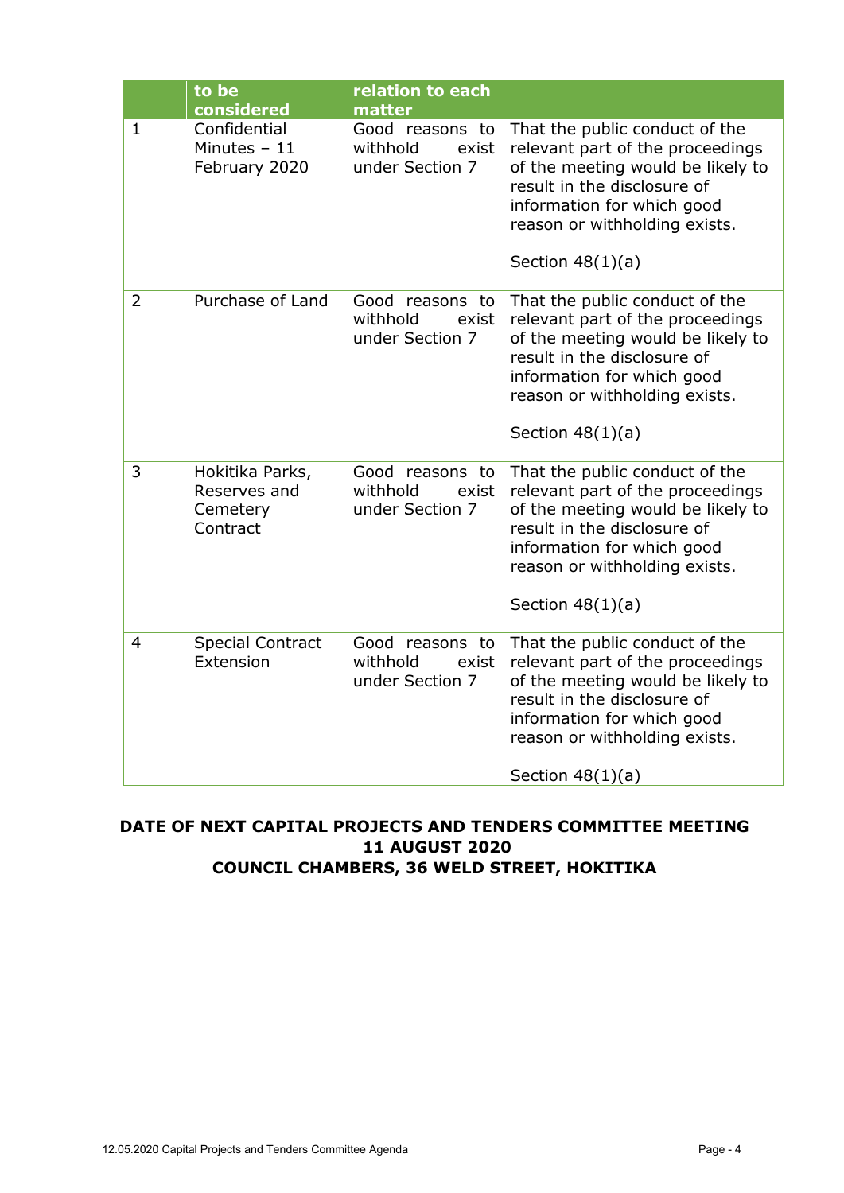| | to be considered | relation to each matter | |
|---|---|---|---|
| 1 | Confidential Minutes – 11 February 2020 | Good reasons to withhold exist under Section 7 | That the public conduct of the relevant part of the proceedings of the meeting would be likely to result in the disclosure of information for which good reason or withholding exists.<br><br>Section 48(1)(a) |
| 2 | Purchase of Land | Good reasons to withhold exist under Section 7 | That the public conduct of the relevant part of the proceedings of the meeting would be likely to result in the disclosure of information for which good reason or withholding exists.<br><br>Section 48(1)(a) |
| 3 | Hokitika Parks, Reserves and Cemetery Contract | Good reasons to withhold exist under Section 7 | That the public conduct of the relevant part of the proceedings of the meeting would be likely to result in the disclosure of information for which good reason or withholding exists.<br><br>Section 48(1)(a) |
| 4 | Special Contract Extension | Good reasons to withhold exist under Section 7 | That the public conduct of the relevant part of the proceedings of the meeting would be likely to result in the disclosure of information for which good reason or withholding exists.<br><br>Section 48(1)(a) |

**DATE OF NEXT CAPITAL PROJECTS AND TENDERS COMMITTEE MEETING**
**11 AUGUST 2020**
**COUNCIL CHAMBERS, 36 WELD STREET, HOKITIKA**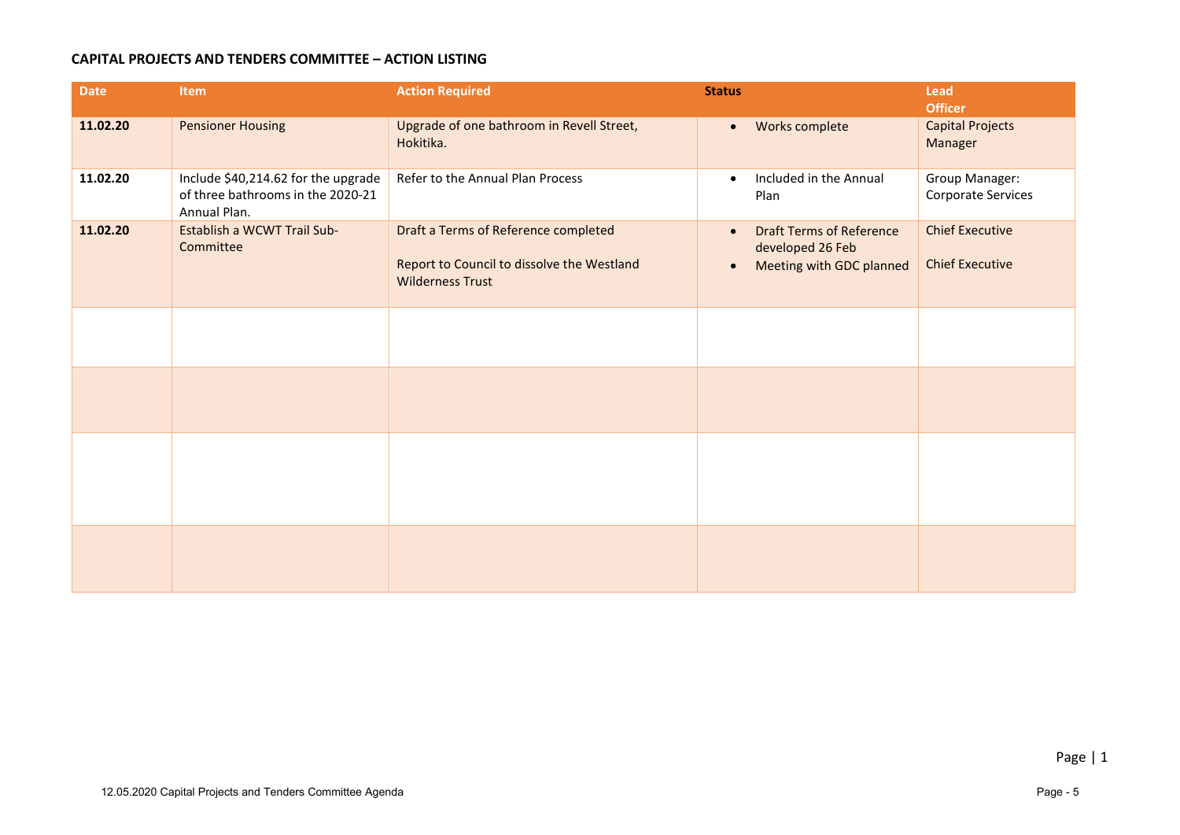**CAPITAL PROJECTS AND TENDERS COMMITTEE – ACTION LISTING**

| Date | Item | Action Required | Status | Lead Officer |
|---|---|---|---|---|
| **11.02.20** | Pensioner Housing | Upgrade of one bathroom in Revell Street, Hokitika. | • Works complete | Capital Projects Manager |
| **11.02.20** | Include $40,214.62 for the upgrade of three bathrooms in the 2020-21 Annual Plan. | Refer to the Annual Plan Process | • Included in the Annual Plan | Group Manager: Corporate Services |
| **11.02.20** | Establish a WCWT Trail Sub-Committee | Draft a Terms of Reference completed<br><br>Report to Council to dissolve the Westland Wilderness Trust | • Draft Terms of Reference developed 26 Feb<br>• Meeting with GDC planned | Chief Executive<br><br>Chief Executive |
| | | | | |
| | | | | |
| | | | | |
| | | | | |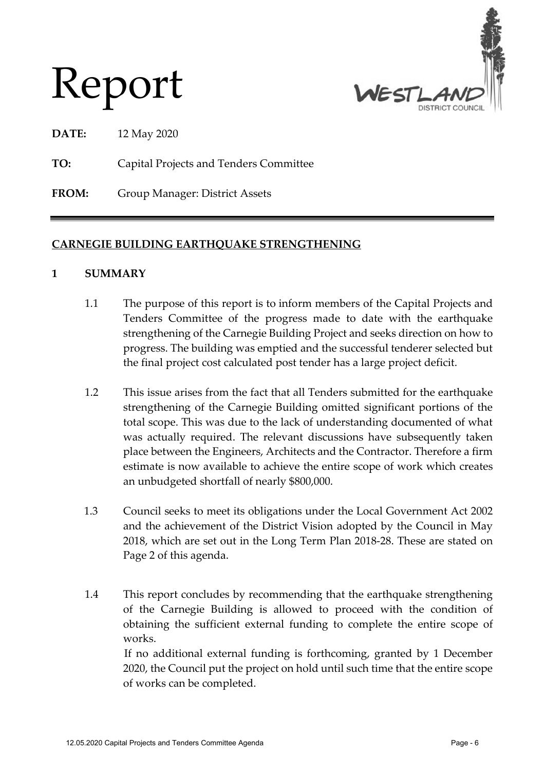# Report

**DATE:** 12 May 2020

**TO:** Capital Projects and Tenders Committee

**FROM:** Group Manager: District Assets

---

## CARNEGIE BUILDING EARTHQUAKE STRENGTHENING

### 1 SUMMARY

1.1 The purpose of this report is to inform members of the Capital Projects and Tenders Committee of the progress made to date with the earthquake strengthening of the Carnegie Building Project and seeks direction on how to progress. The building was emptied and the successful tenderer selected but the final project cost calculated post tender has a large project deficit.

1.2 This issue arises from the fact that all Tenders submitted for the earthquake strengthening of the Carnegie Building omitted significant portions of the total scope. This was due to the lack of understanding documented of what was actually required. The relevant discussions have subsequently taken place between the Engineers, Architects and the Contractor. Therefore a firm estimate is now available to achieve the entire scope of work which creates an unbudgeted shortfall of nearly $800,000.

1.3 Council seeks to meet its obligations under the Local Government Act 2002 and the achievement of the District Vision adopted by the Council in May 2018, which are set out in the Long Term Plan 2018-28. These are stated on Page 2 of this agenda.

1.4 This report concludes by recommending that the earthquake strengthening of the Carnegie Building is allowed to proceed with the condition of obtaining the sufficient external funding to complete the entire scope of works.
If no additional external funding is forthcoming, granted by 1 December 2020, the Council put the project on hold until such time that the entire scope of works can be completed.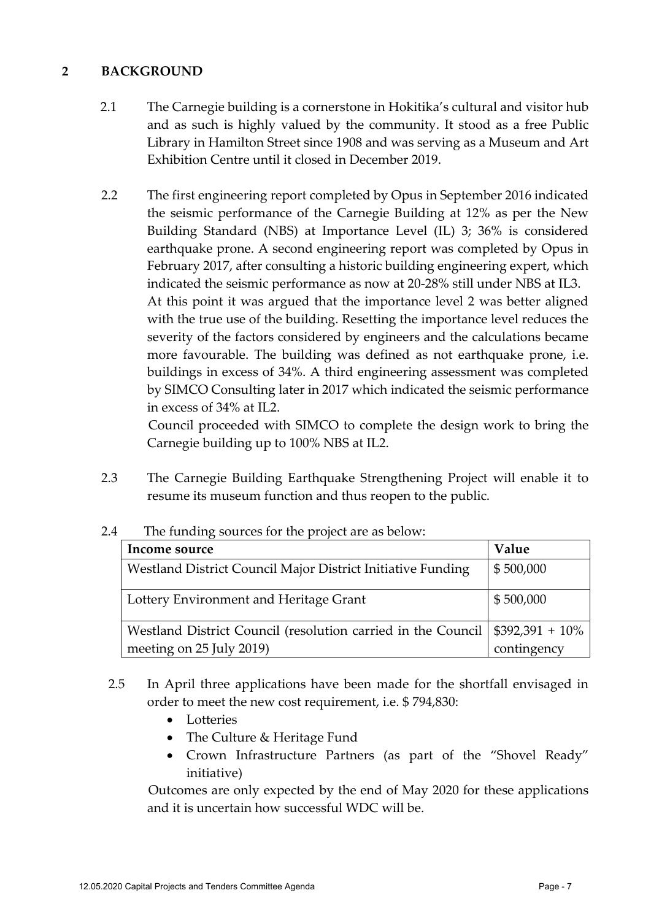## 2 BACKGROUND

2.1 The Carnegie building is a cornerstone in Hokitika's cultural and visitor hub and as such is highly valued by the community. It stood as a free Public Library in Hamilton Street since 1908 and was serving as a Museum and Art Exhibition Centre until it closed in December 2019.

2.2 The first engineering report completed by Opus in September 2016 indicated the seismic performance of the Carnegie Building at 12% as per the New Building Standard (NBS) at Importance Level (IL) 3; 36% is considered earthquake prone. A second engineering report was completed by Opus in February 2017, after consulting a historic building engineering expert, which indicated the seismic performance as now at 20-28% still under NBS at IL3.
At this point it was argued that the importance level 2 was better aligned with the true use of the building. Resetting the importance level reduces the severity of the factors considered by engineers and the calculations became more favourable. The building was defined as not earthquake prone, i.e. buildings in excess of 34%. A third engineering assessment was completed by SIMCO Consulting later in 2017 which indicated the seismic performance in excess of 34% at IL2.
Council proceeded with SIMCO to complete the design work to bring the Carnegie building up to 100% NBS at IL2.

2.3 The Carnegie Building Earthquake Strengthening Project will enable it to resume its museum function and thus reopen to the public.

2.4 The funding sources for the project are as below:

| Income source | Value |
|---|---|
| Westland District Council Major District Initiative Funding | $ 500,000 |
| Lottery Environment and Heritage Grant | $ 500,000 |
| Westland District Council (resolution carried in the Council meeting on 25 July 2019) | $392,391 + 10% contingency |

2.5 In April three applications have been made for the shortfall envisaged in order to meet the new cost requirement, i.e. $ 794,830:

- Lotteries
- The Culture & Heritage Fund
- Crown Infrastructure Partners (as part of the "Shovel Ready" initiative)

Outcomes are only expected by the end of May 2020 for these applications and it is uncertain how successful WDC will be.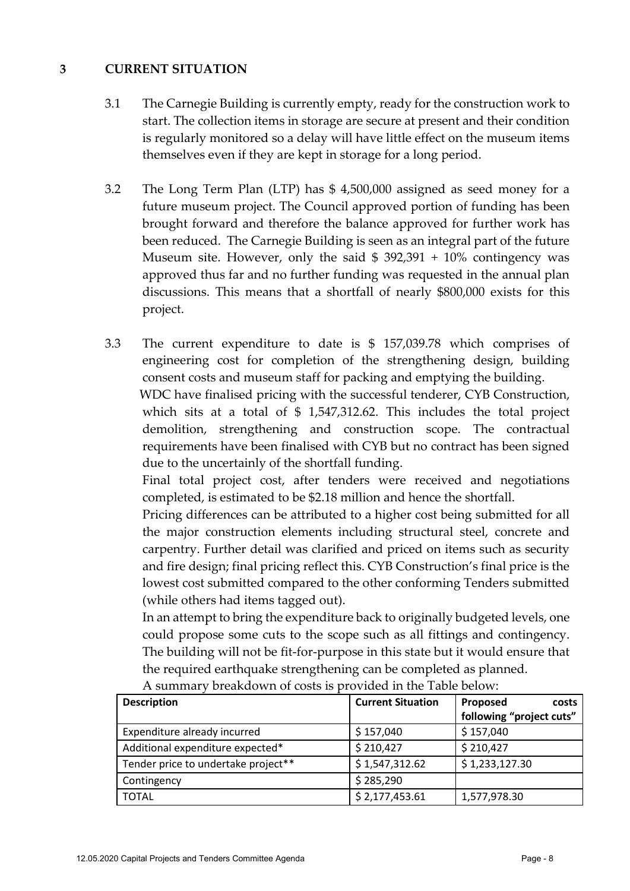## 3 CURRENT SITUATION

3.1 The Carnegie Building is currently empty, ready for the construction work to start. The collection items in storage are secure at present and their condition is regularly monitored so a delay will have little effect on the museum items themselves even if they are kept in storage for a long period.

3.2 The Long Term Plan (LTP) has $ 4,500,000 assigned as seed money for a future museum project. The Council approved portion of funding has been brought forward and therefore the balance approved for further work has been reduced. The Carnegie Building is seen as an integral part of the future Museum site. However, only the said $ 392,391 + 10% contingency was approved thus far and no further funding was requested in the annual plan discussions. This means that a shortfall of nearly $800,000 exists for this project.

3.3 The current expenditure to date is $ 157,039.78 which comprises of engineering cost for completion of the strengthening design, building consent costs and museum staff for packing and emptying the building.

WDC have finalised pricing with the successful tenderer, CYB Construction, which sits at a total of $ 1,547,312.62. This includes the total project demolition, strengthening and construction scope. The contractual requirements have been finalised with CYB but no contract has been signed due to the uncertainly of the shortfall funding.

Final total project cost, after tenders were received and negotiations completed, is estimated to be $2.18 million and hence the shortfall.

Pricing differences can be attributed to a higher cost being submitted for all the major construction elements including structural steel, concrete and carpentry. Further detail was clarified and priced on items such as security and fire design; final pricing reflect this. CYB Construction's final price is the lowest cost submitted compared to the other conforming Tenders submitted (while others had items tagged out).

In an attempt to bring the expenditure back to originally budgeted levels, one could propose some cuts to the scope such as all fittings and contingency. The building will not be fit-for-purpose in this state but it would ensure that the required earthquake strengthening can be completed as planned.

A summary breakdown of costs is provided in the Table below:

| Description | Current Situation | Proposed costs following "project cuts" |
|---|---|---|
| Expenditure already incurred | $ 157,040 | $ 157,040 |
| Additional expenditure expected* | $ 210,427 | $ 210,427 |
| Tender price to undertake project** | $ 1,547,312.62 | $ 1,233,127.30 |
| Contingency | $ 285,290 | |
| TOTAL | $ 2,177,453.61 | 1,577,978.30 |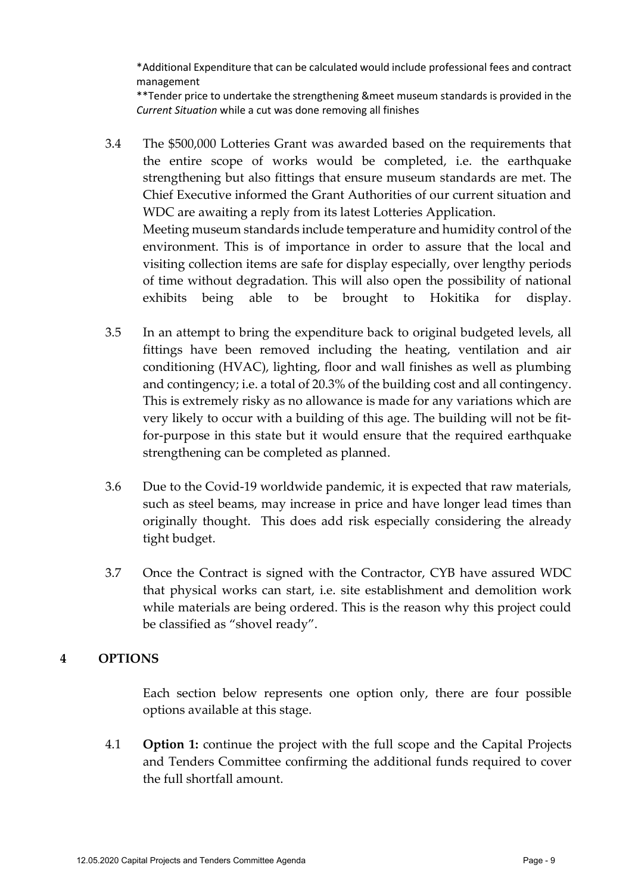*Additional Expenditure that can be calculated would include professional fees and contract management

**Tender price to undertake the strengthening &meet museum standards is provided in the *Current Situation* while a cut was done removing all finishes

3.4 The $500,000 Lotteries Grant was awarded based on the requirements that the entire scope of works would be completed, i.e. the earthquake strengthening but also fittings that ensure museum standards are met. The Chief Executive informed the Grant Authorities of our current situation and WDC are awaiting a reply from its latest Lotteries Application.

Meeting museum standards include temperature and humidity control of the environment. This is of importance in order to assure that the local and visiting collection items are safe for display especially, over lengthy periods of time without degradation. This will also open the possibility of national exhibits being able to be brought to Hokitika for display.

3.5 In an attempt to bring the expenditure back to original budgeted levels, all fittings have been removed including the heating, ventilation and air conditioning (HVAC), lighting, floor and wall finishes as well as plumbing and contingency; i.e. a total of 20.3% of the building cost and all contingency. This is extremely risky as no allowance is made for any variations which are very likely to occur with a building of this age. The building will not be fit-for-purpose in this state but it would ensure that the required earthquake strengthening can be completed as planned.

3.6 Due to the Covid-19 worldwide pandemic, it is expected that raw materials, such as steel beams, may increase in price and have longer lead times than originally thought. This does add risk especially considering the already tight budget.

3.7 Once the Contract is signed with the Contractor, CYB have assured WDC that physical works can start, i.e. site establishment and demolition work while materials are being ordered. This is the reason why this project could be classified as "shovel ready".

## 4 OPTIONS

Each section below represents one option only, there are four possible options available at this stage.

4.1 **Option 1:** continue the project with the full scope and the Capital Projects and Tenders Committee confirming the additional funds required to cover the full shortfall amount.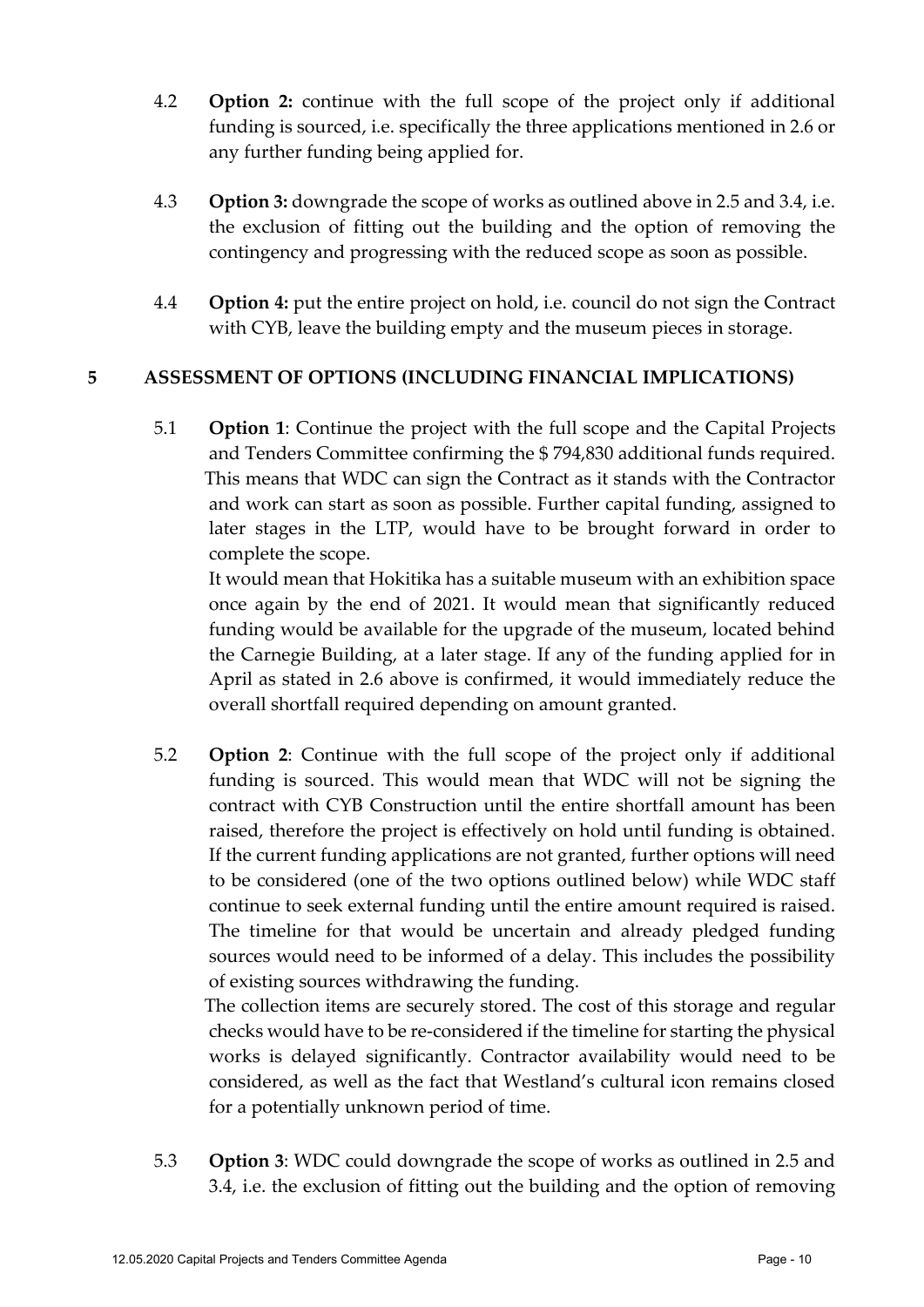4.2 **Option 2:** continue with the full scope of the project only if additional funding is sourced, i.e. specifically the three applications mentioned in 2.6 or any further funding being applied for.

4.3 **Option 3:** downgrade the scope of works as outlined above in 2.5 and 3.4, i.e. the exclusion of fitting out the building and the option of removing the contingency and progressing with the reduced scope as soon as possible.

4.4 **Option 4:** put the entire project on hold, i.e. council do not sign the Contract with CYB, leave the building empty and the museum pieces in storage.

## 5 ASSESSMENT OF OPTIONS (INCLUDING FINANCIAL IMPLICATIONS)

5.1 **Option 1**: Continue the project with the full scope and the Capital Projects and Tenders Committee confirming the $ 794,830 additional funds required. This means that WDC can sign the Contract as it stands with the Contractor and work can start as soon as possible. Further capital funding, assigned to later stages in the LTP, would have to be brought forward in order to complete the scope.

It would mean that Hokitika has a suitable museum with an exhibition space once again by the end of 2021. It would mean that significantly reduced funding would be available for the upgrade of the museum, located behind the Carnegie Building, at a later stage. If any of the funding applied for in April as stated in 2.6 above is confirmed, it would immediately reduce the overall shortfall required depending on amount granted.

5.2 **Option 2**: Continue with the full scope of the project only if additional funding is sourced. This would mean that WDC will not be signing the contract with CYB Construction until the entire shortfall amount has been raised, therefore the project is effectively on hold until funding is obtained. If the current funding applications are not granted, further options will need to be considered (one of the two options outlined below) while WDC staff continue to seek external funding until the entire amount required is raised. The timeline for that would be uncertain and already pledged funding sources would need to be informed of a delay. This includes the possibility of existing sources withdrawing the funding.

The collection items are securely stored. The cost of this storage and regular checks would have to be re-considered if the timeline for starting the physical works is delayed significantly. Contractor availability would need to be considered, as well as the fact that Westland's cultural icon remains closed for a potentially unknown period of time.

5.3 **Option 3**: WDC could downgrade the scope of works as outlined in 2.5 and 3.4, i.e. the exclusion of fitting out the building and the option of removing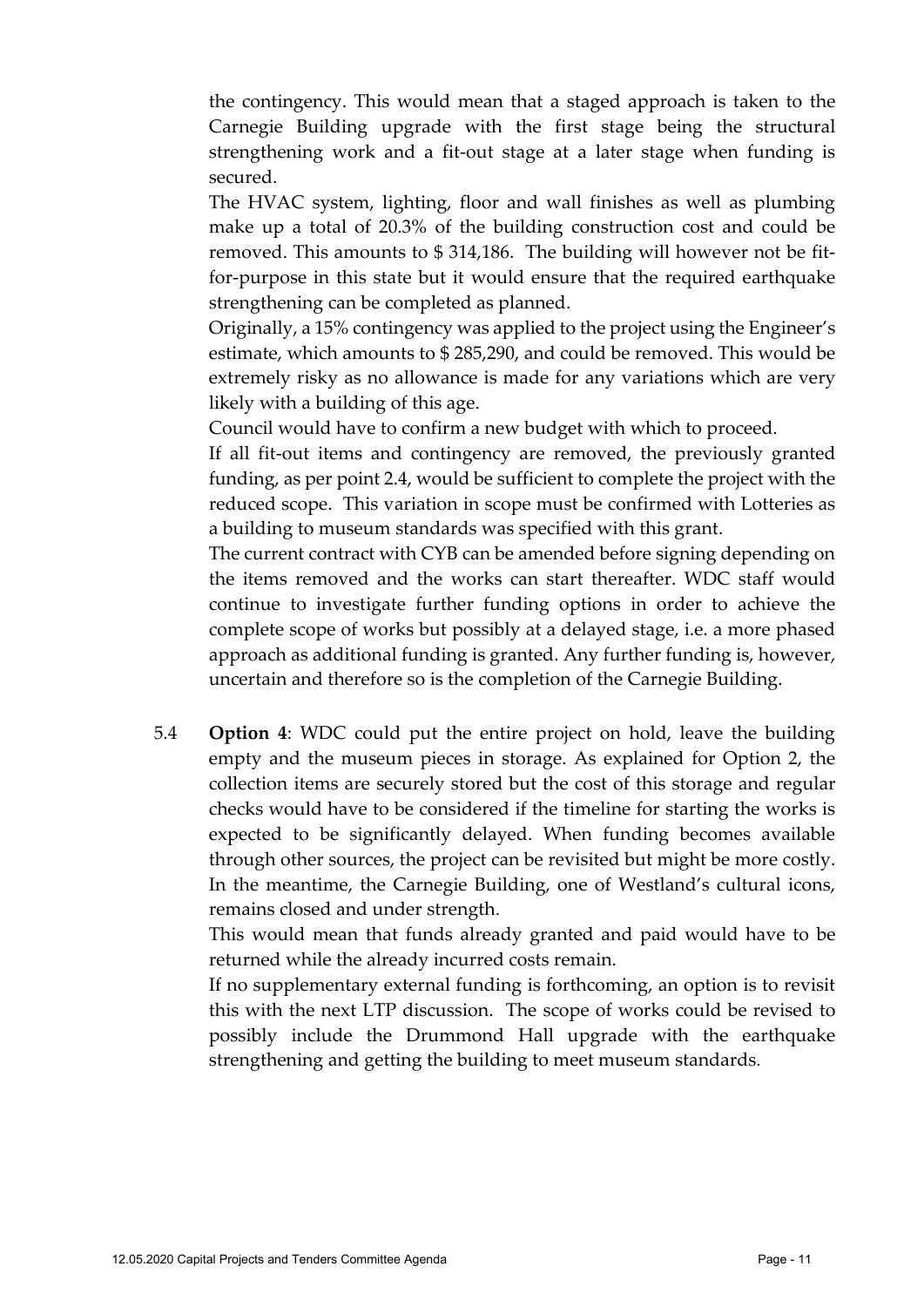the contingency. This would mean that a staged approach is taken to the Carnegie Building upgrade with the first stage being the structural strengthening work and a fit-out stage at a later stage when funding is secured.

The HVAC system, lighting, floor and wall finishes as well as plumbing make up a total of 20.3% of the building construction cost and could be removed. This amounts to $ 314,186. The building will however not be fit-for-purpose in this state but it would ensure that the required earthquake strengthening can be completed as planned.

Originally, a 15% contingency was applied to the project using the Engineer's estimate, which amounts to $ 285,290, and could be removed. This would be extremely risky as no allowance is made for any variations which are very likely with a building of this age.

Council would have to confirm a new budget with which to proceed.

If all fit-out items and contingency are removed, the previously granted funding, as per point 2.4, would be sufficient to complete the project with the reduced scope. This variation in scope must be confirmed with Lotteries as a building to museum standards was specified with this grant.

The current contract with CYB can be amended before signing depending on the items removed and the works can start thereafter. WDC staff would continue to investigate further funding options in order to achieve the complete scope of works but possibly at a delayed stage, i.e. a more phased approach as additional funding is granted. Any further funding is, however, uncertain and therefore so is the completion of the Carnegie Building.

5.4 **Option 4**: WDC could put the entire project on hold, leave the building empty and the museum pieces in storage. As explained for Option 2, the collection items are securely stored but the cost of this storage and regular checks would have to be considered if the timeline for starting the works is expected to be significantly delayed. When funding becomes available through other sources, the project can be revisited but might be more costly. In the meantime, the Carnegie Building, one of Westland's cultural icons, remains closed and under strength.

This would mean that funds already granted and paid would have to be returned while the already incurred costs remain.

If no supplementary external funding is forthcoming, an option is to revisit this with the next LTP discussion. The scope of works could be revised to possibly include the Drummond Hall upgrade with the earthquake strengthening and getting the building to meet museum standards.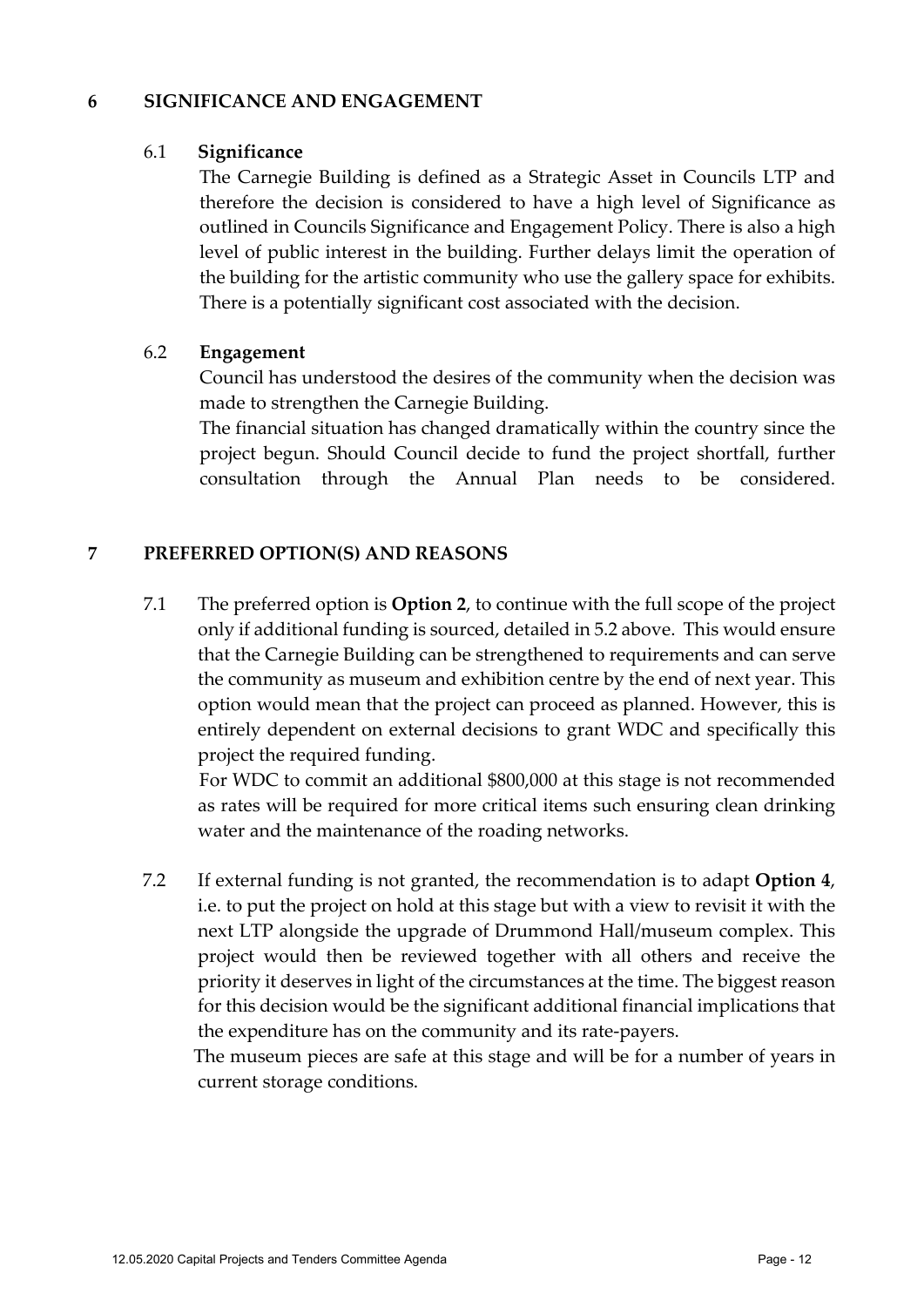## 6 SIGNIFICANCE AND ENGAGEMENT

### 6.1 Significance

The Carnegie Building is defined as a Strategic Asset in Councils LTP and therefore the decision is considered to have a high level of Significance as outlined in Councils Significance and Engagement Policy. There is also a high level of public interest in the building. Further delays limit the operation of the building for the artistic community who use the gallery space for exhibits. There is a potentially significant cost associated with the decision.

### 6.2 Engagement

Council has understood the desires of the community when the decision was made to strengthen the Carnegie Building.

The financial situation has changed dramatically within the country since the project begun. Should Council decide to fund the project shortfall, further consultation through the Annual Plan needs to be considered.

## 7 PREFERRED OPTION(S) AND REASONS

7.1 The preferred option is **Option 2**, to continue with the full scope of the project only if additional funding is sourced, detailed in 5.2 above. This would ensure that the Carnegie Building can be strengthened to requirements and can serve the community as museum and exhibition centre by the end of next year. This option would mean that the project can proceed as planned. However, this is entirely dependent on external decisions to grant WDC and specifically this project the required funding.

For WDC to commit an additional $800,000 at this stage is not recommended as rates will be required for more critical items such ensuring clean drinking water and the maintenance of the roading networks.

7.2 If external funding is not granted, the recommendation is to adapt **Option 4**, i.e. to put the project on hold at this stage but with a view to revisit it with the next LTP alongside the upgrade of Drummond Hall/museum complex. This project would then be reviewed together with all others and receive the priority it deserves in light of the circumstances at the time. The biggest reason for this decision would be the significant additional financial implications that the expenditure has on the community and its rate-payers.

The museum pieces are safe at this stage and will be for a number of years in current storage conditions.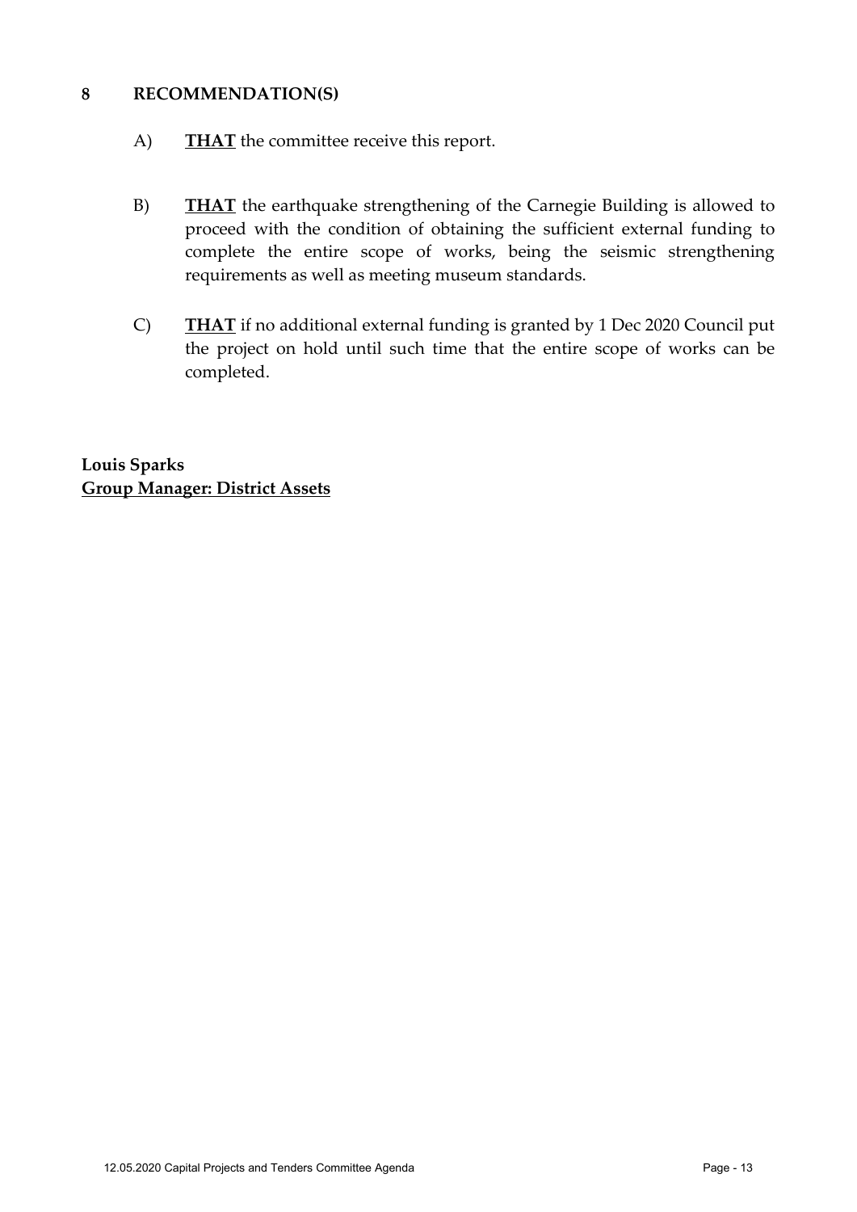## 8 RECOMMENDATION(S)

A) **<u>THAT</u>** the committee receive this report.

B) **<u>THAT</u>** the earthquake strengthening of the Carnegie Building is allowed to proceed with the condition of obtaining the sufficient external funding to complete the entire scope of works, being the seismic strengthening requirements as well as meeting museum standards.

C) **<u>THAT</u>** if no additional external funding is granted by 1 Dec 2020 Council put the project on hold until such time that the entire scope of works can be completed.

**Louis Sparks**
**<u>Group Manager: District Assets</u>**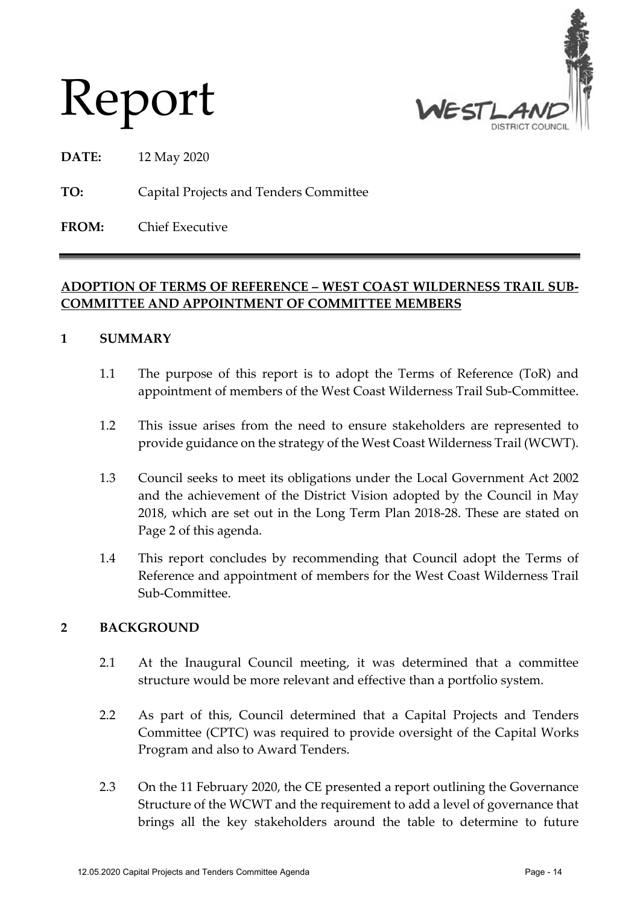# Report

**DATE:** 12 May 2020

**TO:** Capital Projects and Tenders Committee

**FROM:** Chief Executive

---

**ADOPTION OF TERMS OF REFERENCE – WEST COAST WILDERNESS TRAIL SUB-COMMITTEE AND APPOINTMENT OF COMMITTEE MEMBERS**

## 1 SUMMARY

1.1 The purpose of this report is to adopt the Terms of Reference (ToR) and appointment of members of the West Coast Wilderness Trail Sub-Committee.

1.2 This issue arises from the need to ensure stakeholders are represented to provide guidance on the strategy of the West Coast Wilderness Trail (WCWT).

1.3 Council seeks to meet its obligations under the Local Government Act 2002 and the achievement of the District Vision adopted by the Council in May 2018, which are set out in the Long Term Plan 2018-28. These are stated on Page 2 of this agenda.

1.4 This report concludes by recommending that Council adopt the Terms of Reference and appointment of members for the West Coast Wilderness Trail Sub-Committee.

## 2 BACKGROUND

2.1 At the Inaugural Council meeting, it was determined that a committee structure would be more relevant and effective than a portfolio system.

2.2 As part of this, Council determined that a Capital Projects and Tenders Committee (CPTC) was required to provide oversight of the Capital Works Program and also to Award Tenders.

2.3 On the 11 February 2020, the CE presented a report outlining the Governance Structure of the WCWT and the requirement to add a level of governance that brings all the key stakeholders around the table to determine to future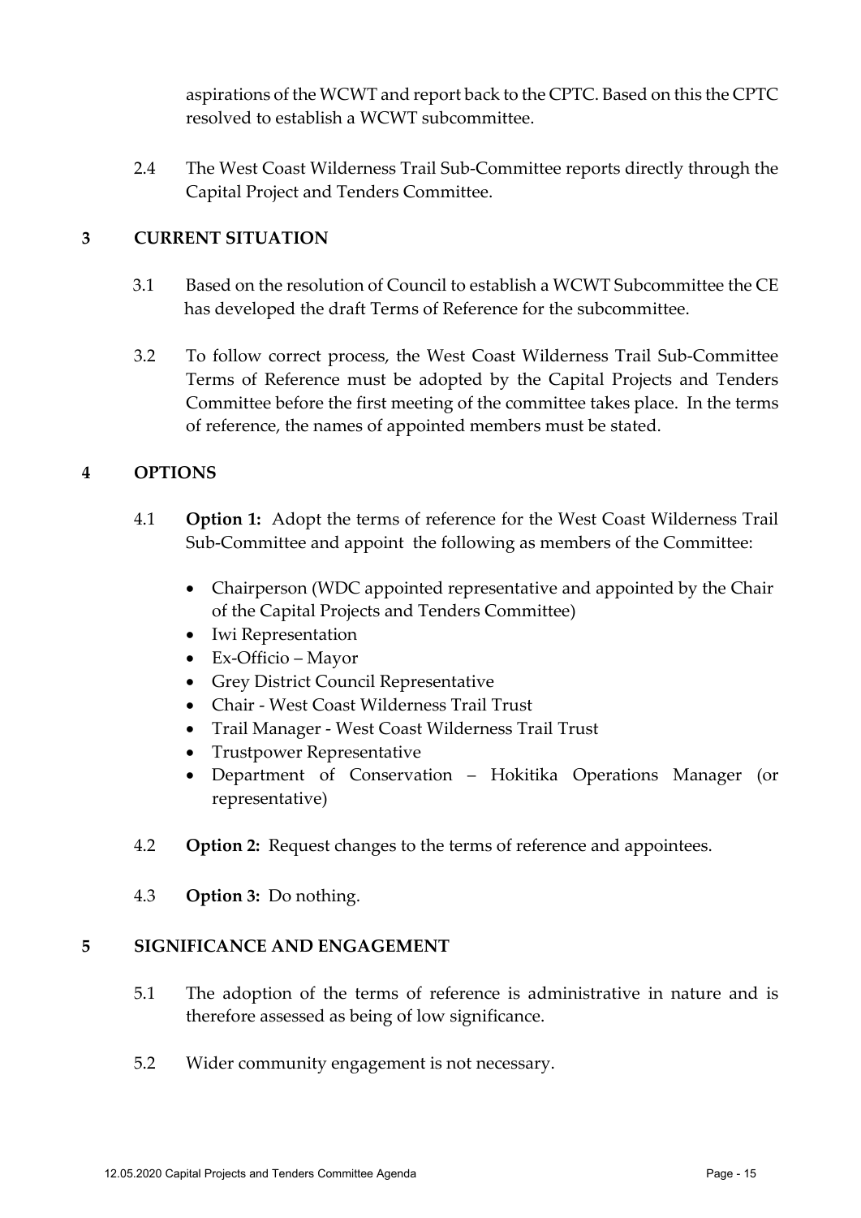aspirations of the WCWT and report back to the CPTC. Based on this the CPTC resolved to establish a WCWT subcommittee.

2.4 The West Coast Wilderness Trail Sub-Committee reports directly through the Capital Project and Tenders Committee.

## 3 CURRENT SITUATION

3.1 Based on the resolution of Council to establish a WCWT Subcommittee the CE has developed the draft Terms of Reference for the subcommittee.

3.2 To follow correct process, the West Coast Wilderness Trail Sub-Committee Terms of Reference must be adopted by the Capital Projects and Tenders Committee before the first meeting of the committee takes place. In the terms of reference, the names of appointed members must be stated.

## 4 OPTIONS

4.1 **Option 1:** Adopt the terms of reference for the West Coast Wilderness Trail Sub-Committee and appoint the following as members of the Committee:

- Chairperson (WDC appointed representative and appointed by the Chair of the Capital Projects and Tenders Committee)
- Iwi Representation
- Ex-Officio – Mayor
- Grey District Council Representative
- Chair - West Coast Wilderness Trail Trust
- Trail Manager - West Coast Wilderness Trail Trust
- Trustpower Representative
- Department of Conservation – Hokitika Operations Manager (or representative)

4.2 **Option 2:** Request changes to the terms of reference and appointees.

4.3 **Option 3:** Do nothing.

## 5 SIGNIFICANCE AND ENGAGEMENT

5.1 The adoption of the terms of reference is administrative in nature and is therefore assessed as being of low significance.

5.2 Wider community engagement is not necessary.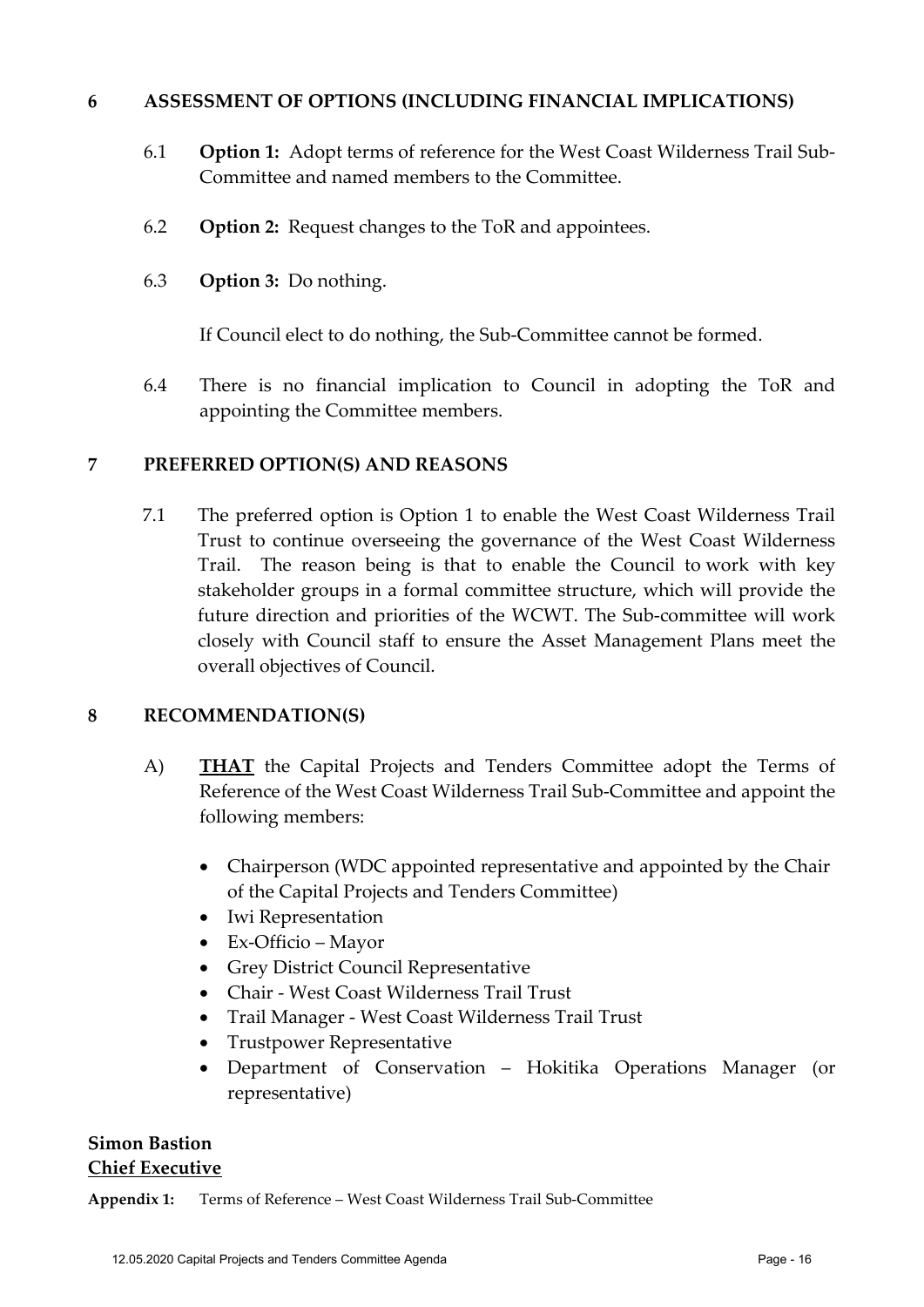## 6 ASSESSMENT OF OPTIONS (INCLUDING FINANCIAL IMPLICATIONS)

6.1 **Option 1:** Adopt terms of reference for the West Coast Wilderness Trail Sub-Committee and named members to the Committee.

6.2 **Option 2:** Request changes to the ToR and appointees.

6.3 **Option 3:** Do nothing.

If Council elect to do nothing, the Sub-Committee cannot be formed.

6.4 There is no financial implication to Council in adopting the ToR and appointing the Committee members.

## 7 PREFERRED OPTION(S) AND REASONS

7.1 The preferred option is Option 1 to enable the West Coast Wilderness Trail Trust to continue overseeing the governance of the West Coast Wilderness Trail. The reason being is that to enable the Council to work with key stakeholder groups in a formal committee structure, which will provide the future direction and priorities of the WCWT. The Sub-committee will work closely with Council staff to ensure the Asset Management Plans meet the overall objectives of Council.

## 8 RECOMMENDATION(S)

A) **THAT** the Capital Projects and Tenders Committee adopt the Terms of Reference of the West Coast Wilderness Trail Sub-Committee and appoint the following members:

- Chairperson (WDC appointed representative and appointed by the Chair of the Capital Projects and Tenders Committee)
- Iwi Representation
- Ex-Officio – Mayor
- Grey District Council Representative
- Chair - West Coast Wilderness Trail Trust
- Trail Manager - West Coast Wilderness Trail Trust
- Trustpower Representative
- Department of Conservation – Hokitika Operations Manager (or representative)

**Simon Bastion**
**Chief Executive**

**Appendix 1:** Terms of Reference – West Coast Wilderness Trail Sub-Committee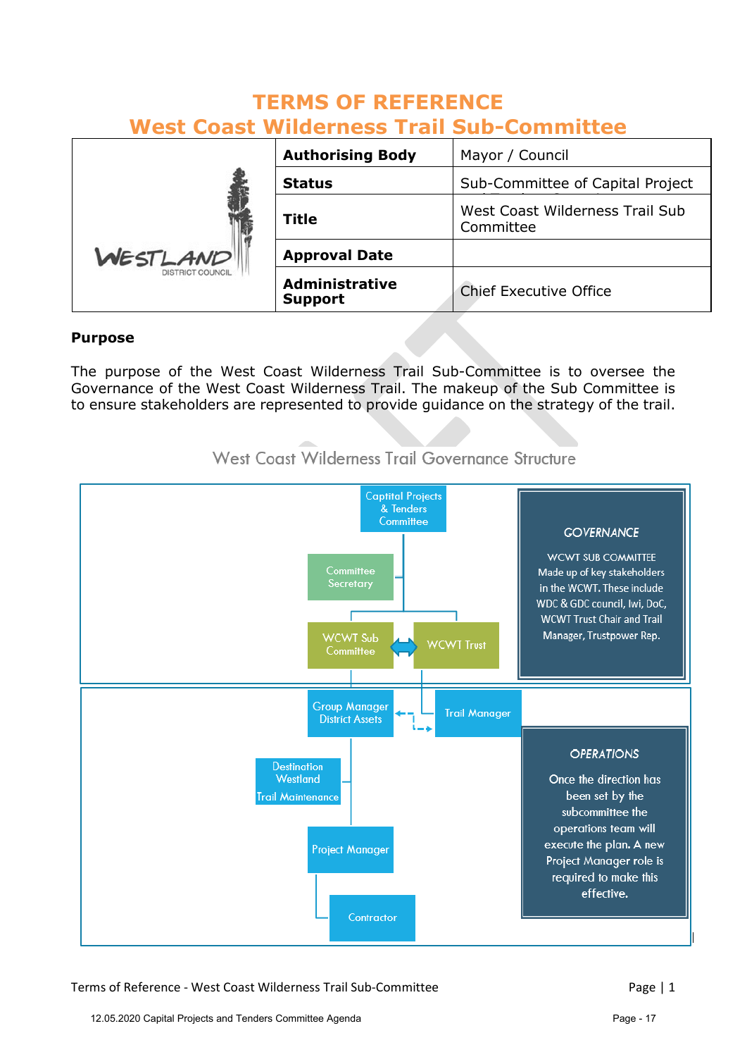# TERMS OF REFERENCE
# West Coast Wilderness Trail Sub-Committee

| | | |
|---|---|---|
| WESTLAND DISTRICT COUNCIL | **Authorising Body** | Mayor / Council |
| | **Status** | Sub-Committee of Capital Project |
| | **Title** | West Coast Wilderness Trail Sub Committee |
| | **Approval Date** | |
| | **Administrative Support** | Chief Executive Office |

**Purpose**

The purpose of the West Coast Wilderness Trail Sub-Committee is to oversee the Governance of the West Coast Wilderness Trail. The makeup of the Sub Committee is to ensure stakeholders are represented to provide guidance on the strategy of the trail.

West Coast Wilderness Trail Governance Structure

Captital Projects & Tenders Committee

Committee Secretary

WCWT Sub Committee

WCWT Trust

Group Manager District Assets

Trail Manager

Destination Westland Trail Maintenance

Project Manager

Contractor

GOVERNANCE

WCWT SUB COMMITTEE Made up of key stakeholders in the WCWT. These include WDC & GDC council, Iwi, DoC, WCWT Trust Chair and Trail Manager, Trustpower Rep.

OPERATIONS

Once the direction has been set by the subcommittee the operations team will execute the plan. A new Project Manager role is required to make this effective.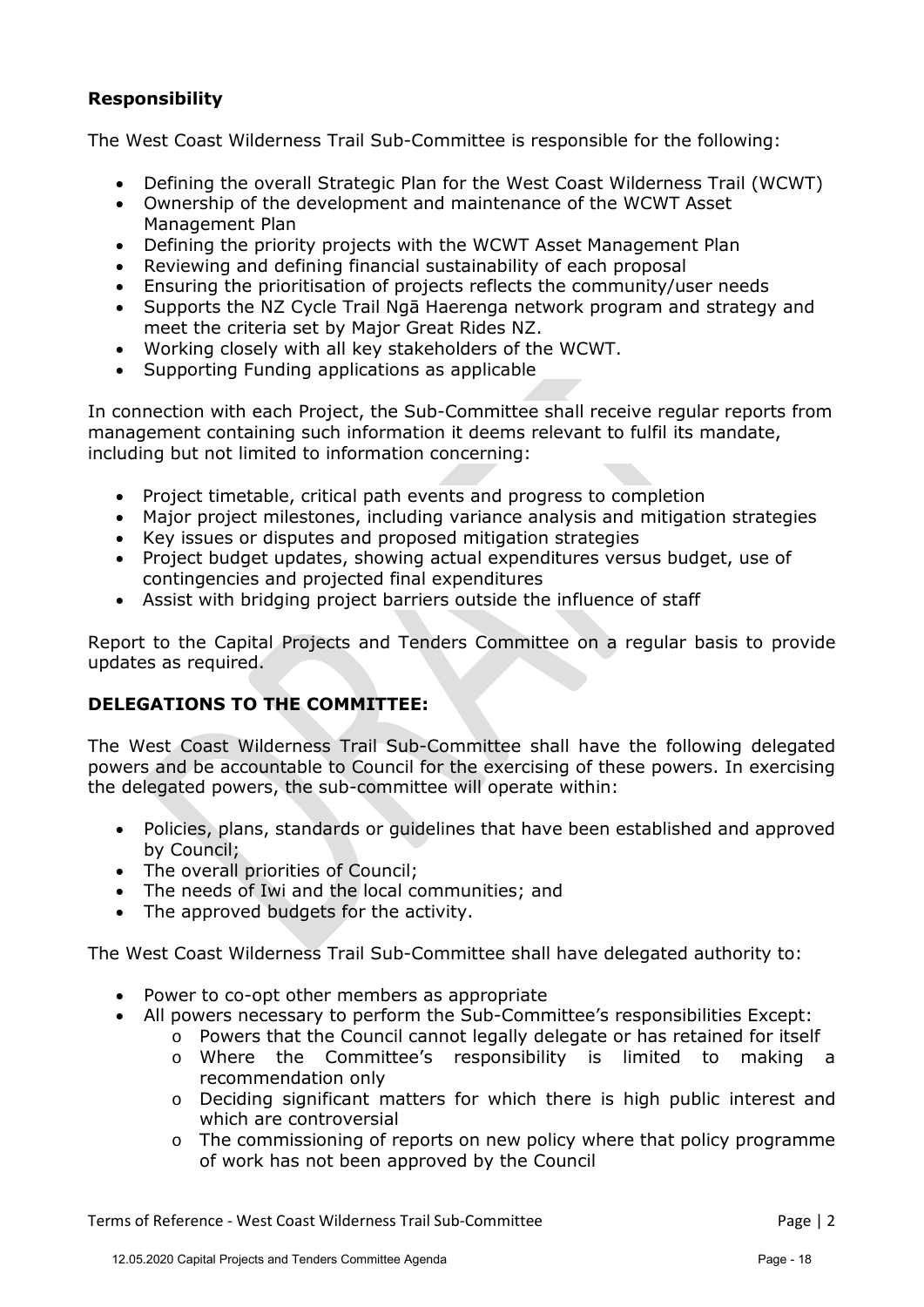**Responsibility**

The West Coast Wilderness Trail Sub-Committee is responsible for the following:

- Defining the overall Strategic Plan for the West Coast Wilderness Trail (WCWT)
- Ownership of the development and maintenance of the WCWT Asset Management Plan
- Defining the priority projects with the WCWT Asset Management Plan
- Reviewing and defining financial sustainability of each proposal
- Ensuring the prioritisation of projects reflects the community/user needs
- Supports the NZ Cycle Trail Ngā Haerenga network program and strategy and meet the criteria set by Major Great Rides NZ.
- Working closely with all key stakeholders of the WCWT.
- Supporting Funding applications as applicable

In connection with each Project, the Sub-Committee shall receive regular reports from management containing such information it deems relevant to fulfil its mandate, including but not limited to information concerning:

- Project timetable, critical path events and progress to completion
- Major project milestones, including variance analysis and mitigation strategies
- Key issues or disputes and proposed mitigation strategies
- Project budget updates, showing actual expenditures versus budget, use of contingencies and projected final expenditures
- Assist with bridging project barriers outside the influence of staff

Report to the Capital Projects and Tenders Committee on a regular basis to provide updates as required.

**DELEGATIONS TO THE COMMITTEE:**

The West Coast Wilderness Trail Sub-Committee shall have the following delegated powers and be accountable to Council for the exercising of these powers. In exercising the delegated powers, the sub-committee will operate within:

- Policies, plans, standards or guidelines that have been established and approved by Council;
- The overall priorities of Council;
- The needs of Iwi and the local communities; and
- The approved budgets for the activity.

The West Coast Wilderness Trail Sub-Committee shall have delegated authority to:

- Power to co-opt other members as appropriate
- All powers necessary to perform the Sub-Committee's responsibilities Except:
  - Powers that the Council cannot legally delegate or has retained for itself
  - Where the Committee's responsibility is limited to making a recommendation only
  - Deciding significant matters for which there is high public interest and which are controversial
  - The commissioning of reports on new policy where that policy programme of work has not been approved by the Council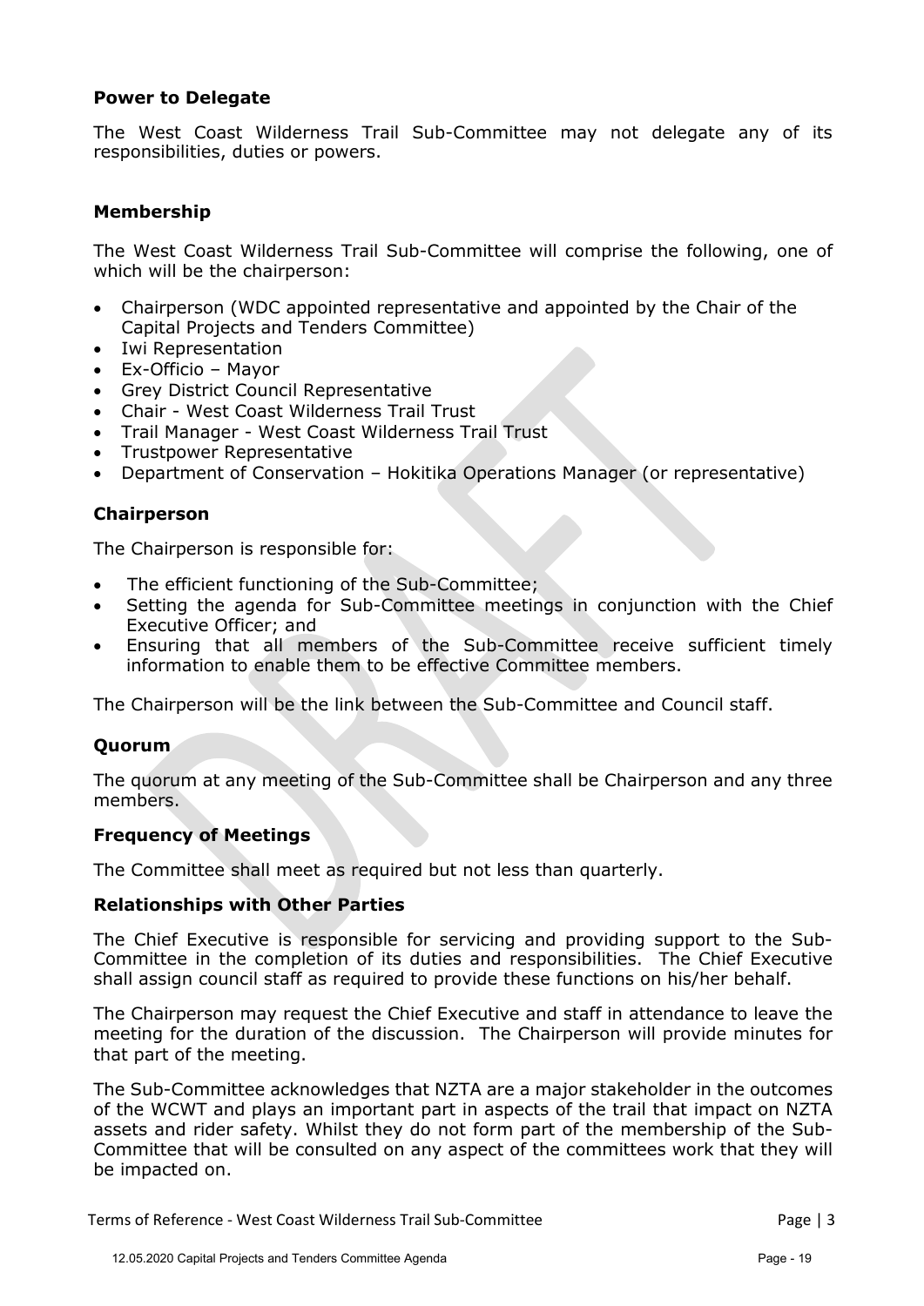**Power to Delegate**

The West Coast Wilderness Trail Sub-Committee may not delegate any of its responsibilities, duties or powers.

**Membership**

The West Coast Wilderness Trail Sub-Committee will comprise the following, one of which will be the chairperson:

- Chairperson (WDC appointed representative and appointed by the Chair of the Capital Projects and Tenders Committee)
- Iwi Representation
- Ex-Officio – Mayor
- Grey District Council Representative
- Chair - West Coast Wilderness Trail Trust
- Trail Manager - West Coast Wilderness Trail Trust
- Trustpower Representative
- Department of Conservation – Hokitika Operations Manager (or representative)

**Chairperson**

The Chairperson is responsible for:

- The efficient functioning of the Sub-Committee;
- Setting the agenda for Sub-Committee meetings in conjunction with the Chief Executive Officer; and
- Ensuring that all members of the Sub-Committee receive sufficient timely information to enable them to be effective Committee members.

The Chairperson will be the link between the Sub-Committee and Council staff.

**Quorum**

The quorum at any meeting of the Sub-Committee shall be Chairperson and any three members.

**Frequency of Meetings**

The Committee shall meet as required but not less than quarterly.

**Relationships with Other Parties**

The Chief Executive is responsible for servicing and providing support to the Sub-Committee in the completion of its duties and responsibilities. The Chief Executive shall assign council staff as required to provide these functions on his/her behalf.

The Chairperson may request the Chief Executive and staff in attendance to leave the meeting for the duration of the discussion. The Chairperson will provide minutes for that part of the meeting.

The Sub-Committee acknowledges that NZTA are a major stakeholder in the outcomes of the WCWT and plays an important part in aspects of the trail that impact on NZTA assets and rider safety. Whilst they do not form part of the membership of the Sub-Committee that will be consulted on any aspect of the committees work that they will be impacted on.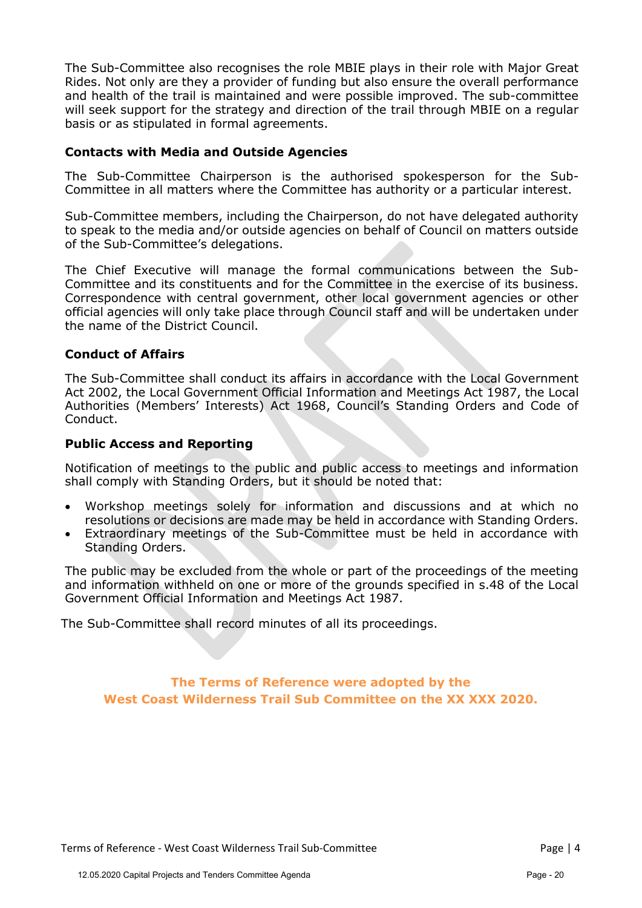The Sub-Committee also recognises the role MBIE plays in their role with Major Great Rides. Not only are they a provider of funding but also ensure the overall performance and health of the trail is maintained and were possible improved. The sub-committee will seek support for the strategy and direction of the trail through MBIE on a regular basis or as stipulated in formal agreements.

### Contacts with Media and Outside Agencies

The Sub-Committee Chairperson is the authorised spokesperson for the Sub-Committee in all matters where the Committee has authority or a particular interest.

Sub-Committee members, including the Chairperson, do not have delegated authority to speak to the media and/or outside agencies on behalf of Council on matters outside of the Sub-Committee's delegations.

The Chief Executive will manage the formal communications between the Sub-Committee and its constituents and for the Committee in the exercise of its business. Correspondence with central government, other local government agencies or other official agencies will only take place through Council staff and will be undertaken under the name of the District Council.

### Conduct of Affairs

The Sub-Committee shall conduct its affairs in accordance with the Local Government Act 2002, the Local Government Official Information and Meetings Act 1987, the Local Authorities (Members' Interests) Act 1968, Council's Standing Orders and Code of Conduct.

### Public Access and Reporting

Notification of meetings to the public and public access to meetings and information shall comply with Standing Orders, but it should be noted that:

- Workshop meetings solely for information and discussions and at which no resolutions or decisions are made may be held in accordance with Standing Orders.
- Extraordinary meetings of the Sub-Committee must be held in accordance with Standing Orders.

The public may be excluded from the whole or part of the proceedings of the meeting and information withheld on one or more of the grounds specified in s.48 of the Local Government Official Information and Meetings Act 1987.

The Sub-Committee shall record minutes of all its proceedings.

**The Terms of Reference were adopted by the West Coast Wilderness Trail Sub Committee on the XX XXX 2020.**